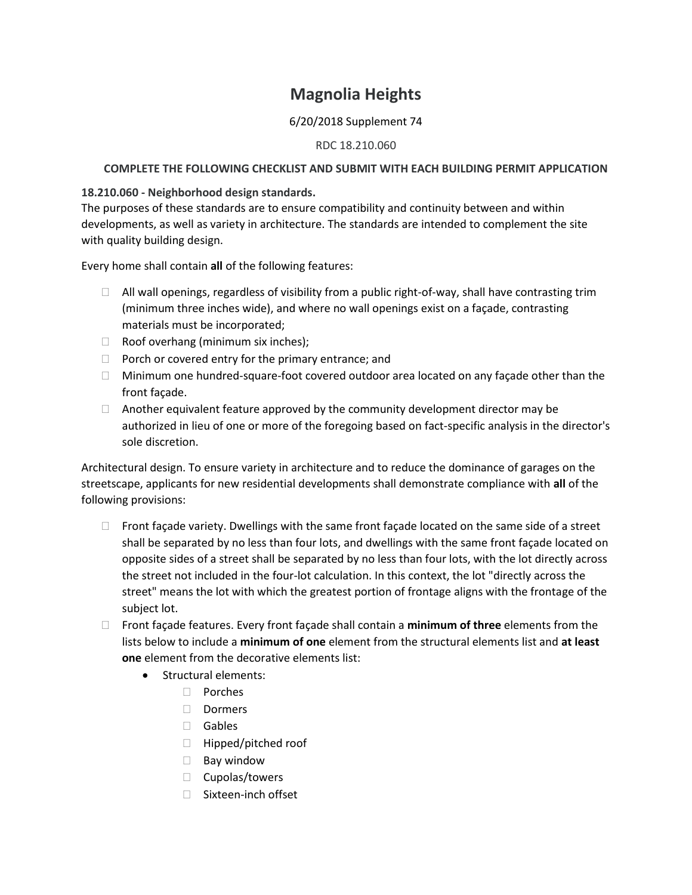# Magnolia Heights

6/20/2018 Supplement 74

RDC 18.210.060

**COMPLETE THE FOLLOWING CHECKLIST AND SUBMIT WITH EACH BUILDING PERMIT APPLICATION**

**18.210.060 - Neighborhood design standards.**
The purposes of these standards are to ensure compatibility and continuity between and within developments, as well as variety in architecture. The standards are intended to complement the site with quality building design.

Every home shall contain **all** of the following features:

- ☐ All wall openings, regardless of visibility from a public right-of-way, shall have contrasting trim (minimum three inches wide), and where no wall openings exist on a façade, contrasting materials must be incorporated;
- ☐ Roof overhang (minimum six inches);
- ☐ Porch or covered entry for the primary entrance; and
- ☐ Minimum one hundred-square-foot covered outdoor area located on any façade other than the front façade.
- ☐ Another equivalent feature approved by the community development director may be authorized in lieu of one or more of the foregoing based on fact-specific analysis in the director's sole discretion.

Architectural design. To ensure variety in architecture and to reduce the dominance of garages on the streetscape, applicants for new residential developments shall demonstrate compliance with **all** of the following provisions:

- ☐ Front façade variety. Dwellings with the same front façade located on the same side of a street shall be separated by no less than four lots, and dwellings with the same front façade located on opposite sides of a street shall be separated by no less than four lots, with the lot directly across the street not included in the four-lot calculation. In this context, the lot "directly across the street" means the lot with which the greatest portion of frontage aligns with the frontage of the subject lot.
- ☐ Front façade features. Every front façade shall contain a **minimum of three** elements from the lists below to include a **minimum of one** element from the structural elements list and **at least one** element from the decorative elements list:
  - Structural elements:
    - ☐ Porches
    - ☐ Dormers
    - ☐ Gables
    - ☐ Hipped/pitched roof
    - ☐ Bay window
    - ☐ Cupolas/towers
    - ☐ Sixteen-inch offset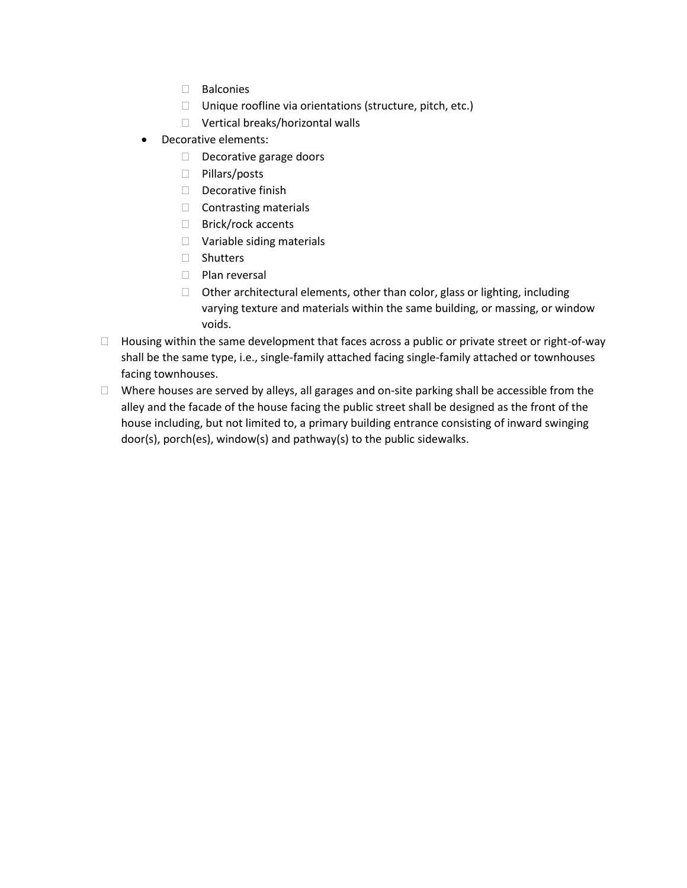- Balconies
- Unique roofline via orientations (structure, pitch, etc.)
- Vertical breaks/horizontal walls

- Decorative elements:
  - Decorative garage doors
  - Pillars/posts
  - Decorative finish
  - Contrasting materials
  - Brick/rock accents
  - Variable siding materials
  - Shutters
  - Plan reversal
  - Other architectural elements, other than color, glass or lighting, including varying texture and materials within the same building, or massing, or window voids.

- Housing within the same development that faces across a public or private street or right-of-way shall be the same type, i.e., single-family attached facing single-family attached or townhouses facing townhouses.
- Where houses are served by alleys, all garages and on-site parking shall be accessible from the alley and the facade of the house facing the public street shall be designed as the front of the house including, but not limited to, a primary building entrance consisting of inward swinging door(s), porch(es), window(s) and pathway(s) to the public sidewalks.